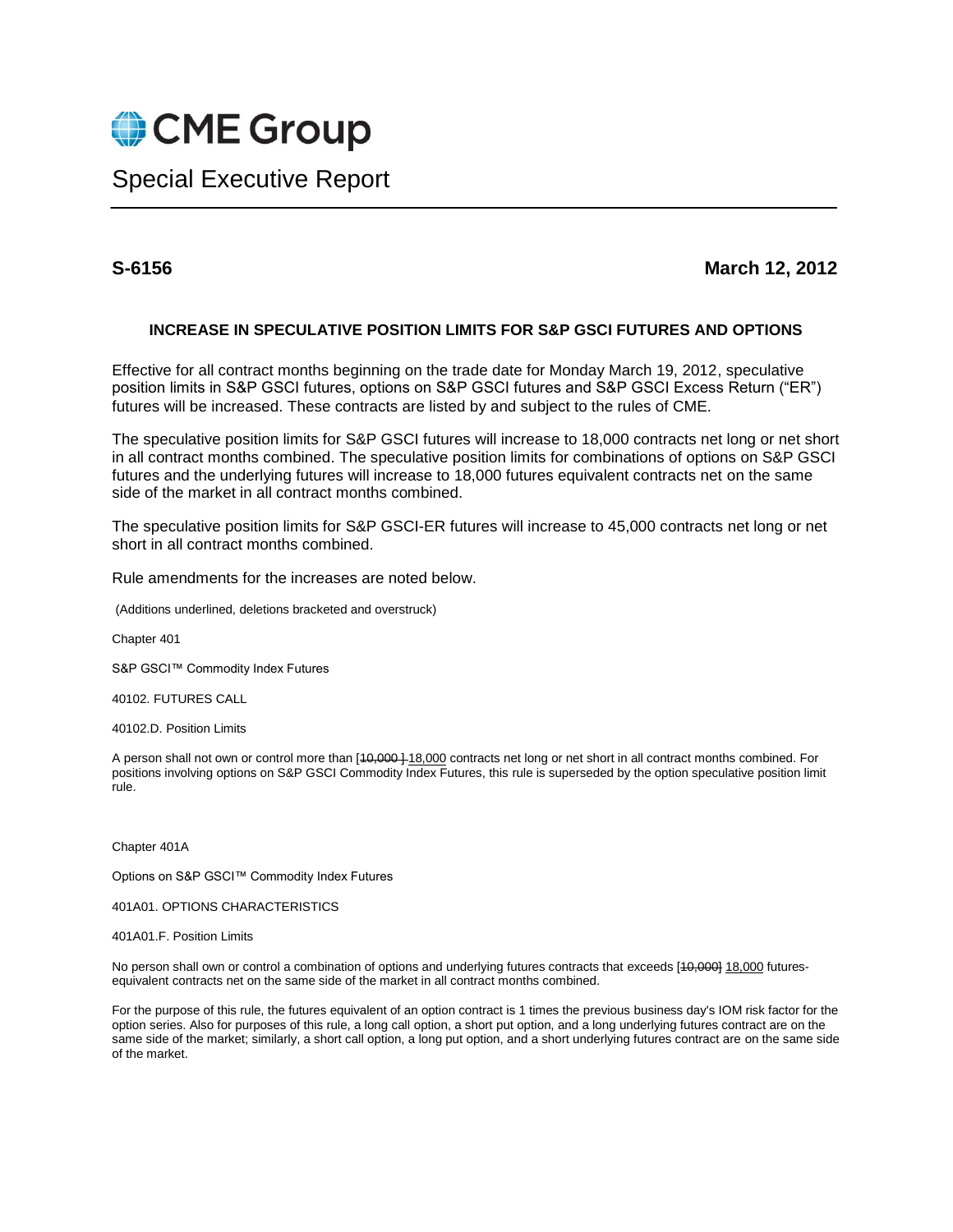# CME Group

## Special Executive Report

**S-6156** **March 12, 2012**

### INCREASE IN SPECULATIVE POSITION LIMITS FOR S&P GSCI FUTURES AND OPTIONS

Effective for all contract months beginning on the trade date for Monday March 19, 2012, speculative position limits in S&P GSCI futures, options on S&P GSCI futures and S&P GSCI Excess Return ("ER") futures will be increased. These contracts are listed by and subject to the rules of CME.

The speculative position limits for S&P GSCI futures will increase to 18,000 contracts net long or net short in all contract months combined. The speculative position limits for combinations of options on S&P GSCI futures and the underlying futures will increase to 18,000 futures equivalent contracts net on the same side of the market in all contract months combined.

The speculative position limits for S&P GSCI-ER futures will increase to 45,000 contracts net long or net short in all contract months combined.

Rule amendments for the increases are noted below.

(Additions underlined, deletions bracketed and overstruck)

Chapter 401

S&P GSCI™ Commodity Index Futures

40102. FUTURES CALL

40102.D. Position Limits

A person shall not own or control more than [~~10,000~~ ] <u>18,000</u> contracts net long or net short in all contract months combined. For positions involving options on S&P GSCI Commodity Index Futures, this rule is superseded by the option speculative position limit rule.

Chapter 401A

Options on S&P GSCI™ Commodity Index Futures

401A01. OPTIONS CHARACTERISTICS

401A01.F. Position Limits

No person shall own or control a combination of options and underlying futures contracts that exceeds [~~10,000~~] <u>18,000</u> futures-equivalent contracts net on the same side of the market in all contract months combined.

For the purpose of this rule, the futures equivalent of an option contract is 1 times the previous business day's IOM risk factor for the option series. Also for purposes of this rule, a long call option, a short put option, and a long underlying futures contract are on the same side of the market; similarly, a short call option, a long put option, and a short underlying futures contract are on the same side of the market.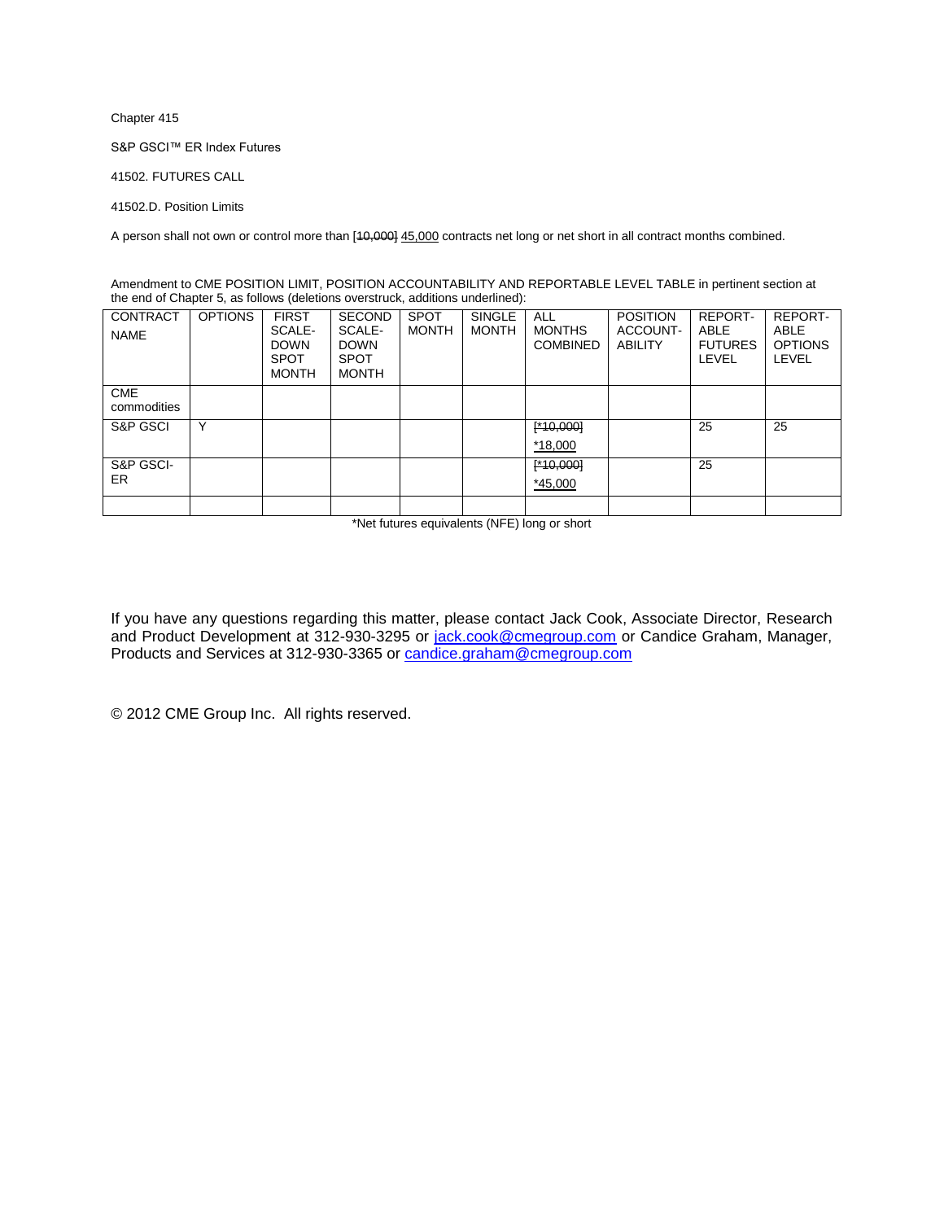Chapter 415

S&P GSCI™ ER Index Futures

41502. FUTURES CALL

41502.D. Position Limits

A person shall not own or control more than [~~10,000~~] <u>45,000</u> contracts net long or net short in all contract months combined.

Amendment to CME POSITION LIMIT, POSITION ACCOUNTABILITY AND REPORTABLE LEVEL TABLE in pertinent section at the end of Chapter 5, as follows (deletions overstruck, additions underlined):

| CONTRACT NAME | OPTIONS | FIRST SCALE-DOWN SPOT MONTH | SECOND SCALE-DOWN SPOT MONTH | SPOT MONTH | SINGLE MONTH | ALL MONTHS COMBINED | POSITION ACCOUNT-ABILITY | REPORT-ABLE FUTURES LEVEL | REPORT-ABLE OPTIONS LEVEL |
|---|---|---|---|---|---|---|---|---|---|
| CME commodities | | | | | | | | | |
| S&P GSCI | Y | | | | | [~~*10,000~~] <u>*18,000</u> | | 25 | 25 |
| S&P GSCI-ER | | | | | | [~~*10,000~~] <u>*45,000</u> | | 25 | |
| | | | | | | | | | |

*Net futures equivalents (NFE) long or short

If you have any questions regarding this matter, please contact Jack Cook, Associate Director, Research and Product Development at 312-930-3295 or jack.cook@cmegroup.com or Candice Graham, Manager, Products and Services at 312-930-3365 or candice.graham@cmegroup.com

© 2012 CME Group Inc. All rights reserved.